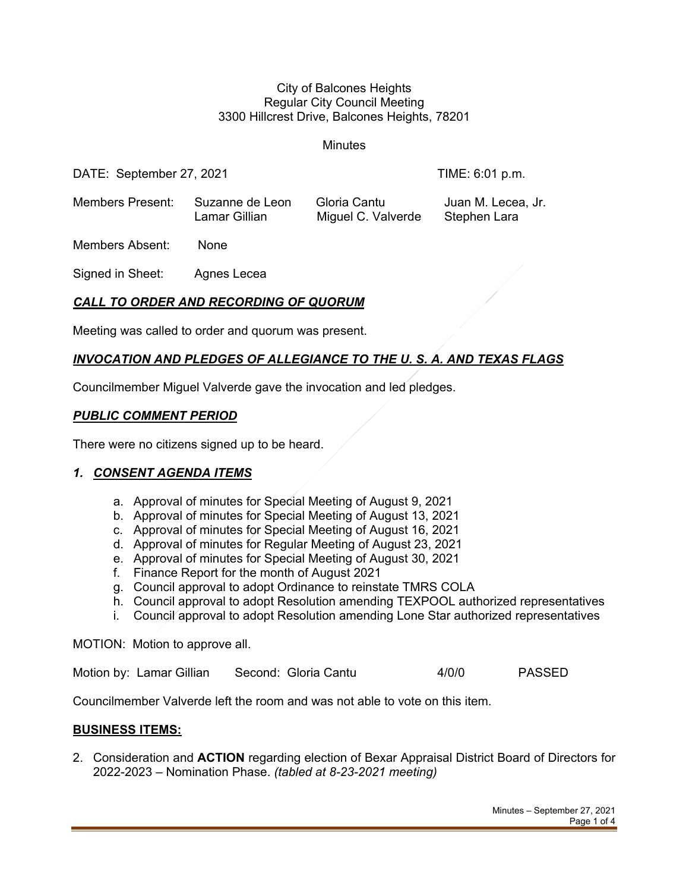City of Balcones Heights
Regular City Council Meeting
3300 Hillcrest Drive, Balcones Heights, 78201

Minutes

DATE: September 27, 2021 TIME: 6:01 p.m.

| Members Present: | Suzanne de Leon | Gloria Cantu | Juan M. Lecea, Jr. |
|---|---|---|---|
| | Lamar Gillian | Miguel C. Valverde | Stephen Lara |

Members Absent: None

Signed in Sheet: Agnes Lecea

## ***CALL TO ORDER AND RECORDING OF QUORUM***

Meeting was called to order and quorum was present.

## ***INVOCATION AND PLEDGES OF ALLEGIANCE TO THE U. S. A. AND TEXAS FLAGS***

Councilmember Miguel Valverde gave the invocation and led pledges.

## ***PUBLIC COMMENT PERIOD***

There were no citizens signed up to be heard.

## ***1. CONSENT AGENDA ITEMS***

a. Approval of minutes for Special Meeting of August 9, 2021
b. Approval of minutes for Special Meeting of August 13, 2021
c. Approval of minutes for Special Meeting of August 16, 2021
d. Approval of minutes for Regular Meeting of August 23, 2021
e. Approval of minutes for Special Meeting of August 30, 2021
f. Finance Report for the month of August 2021
g. Council approval to adopt Ordinance to reinstate TMRS COLA
h. Council approval to adopt Resolution amending TEXPOOL authorized representatives
i. Council approval to adopt Resolution amending Lone Star authorized representatives

MOTION: Motion to approve all.

Motion by: Lamar Gillian Second: Gloria Cantu 4/0/0 PASSED

Councilmember Valverde left the room and was not able to vote on this item.

## **BUSINESS ITEMS:**

2. Consideration and **ACTION** regarding election of Bexar Appraisal District Board of Directors for 2022-2023 – Nomination Phase. *(tabled at 8-23-2021 meeting)*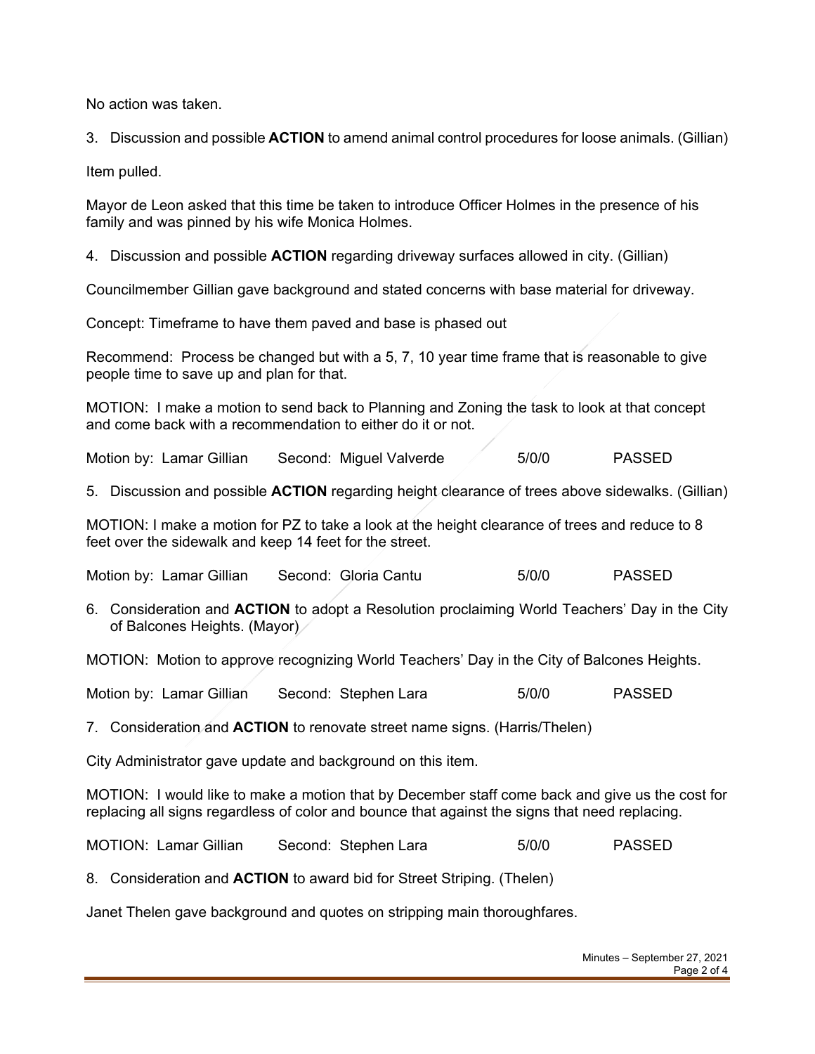No action was taken.

3. Discussion and possible **ACTION** to amend animal control procedures for loose animals. (Gillian)

Item pulled.

Mayor de Leon asked that this time be taken to introduce Officer Holmes in the presence of his family and was pinned by his wife Monica Holmes.

4. Discussion and possible **ACTION** regarding driveway surfaces allowed in city. (Gillian)

Councilmember Gillian gave background and stated concerns with base material for driveway.

Concept: Timeframe to have them paved and base is phased out

Recommend: Process be changed but with a 5, 7, 10 year time frame that is reasonable to give people time to save up and plan for that.

MOTION: I make a motion to send back to Planning and Zoning the task to look at that concept and come back with a recommendation to either do it or not.

| Motion by: Lamar Gillian | Second: Miguel Valverde | 5/0/0 | PASSED |
|---|---|---|---|

5. Discussion and possible **ACTION** regarding height clearance of trees above sidewalks. (Gillian)

MOTION: I make a motion for PZ to take a look at the height clearance of trees and reduce to 8 feet over the sidewalk and keep 14 feet for the street.

| Motion by: Lamar Gillian | Second: Gloria Cantu | 5/0/0 | PASSED |
|---|---|---|---|

6. Consideration and **ACTION** to adopt a Resolution proclaiming World Teachers' Day in the City of Balcones Heights. (Mayor)

MOTION: Motion to approve recognizing World Teachers' Day in the City of Balcones Heights.

| Motion by: Lamar Gillian | Second: Stephen Lara | 5/0/0 | PASSED |
|---|---|---|---|

7. Consideration and **ACTION** to renovate street name signs. (Harris/Thelen)

City Administrator gave update and background on this item.

MOTION: I would like to make a motion that by December staff come back and give us the cost for replacing all signs regardless of color and bounce that against the signs that need replacing.

| MOTION: Lamar Gillian | Second: Stephen Lara | 5/0/0 | PASSED |
|---|---|---|---|

8. Consideration and **ACTION** to award bid for Street Striping. (Thelen)

Janet Thelen gave background and quotes on stripping main thoroughfares.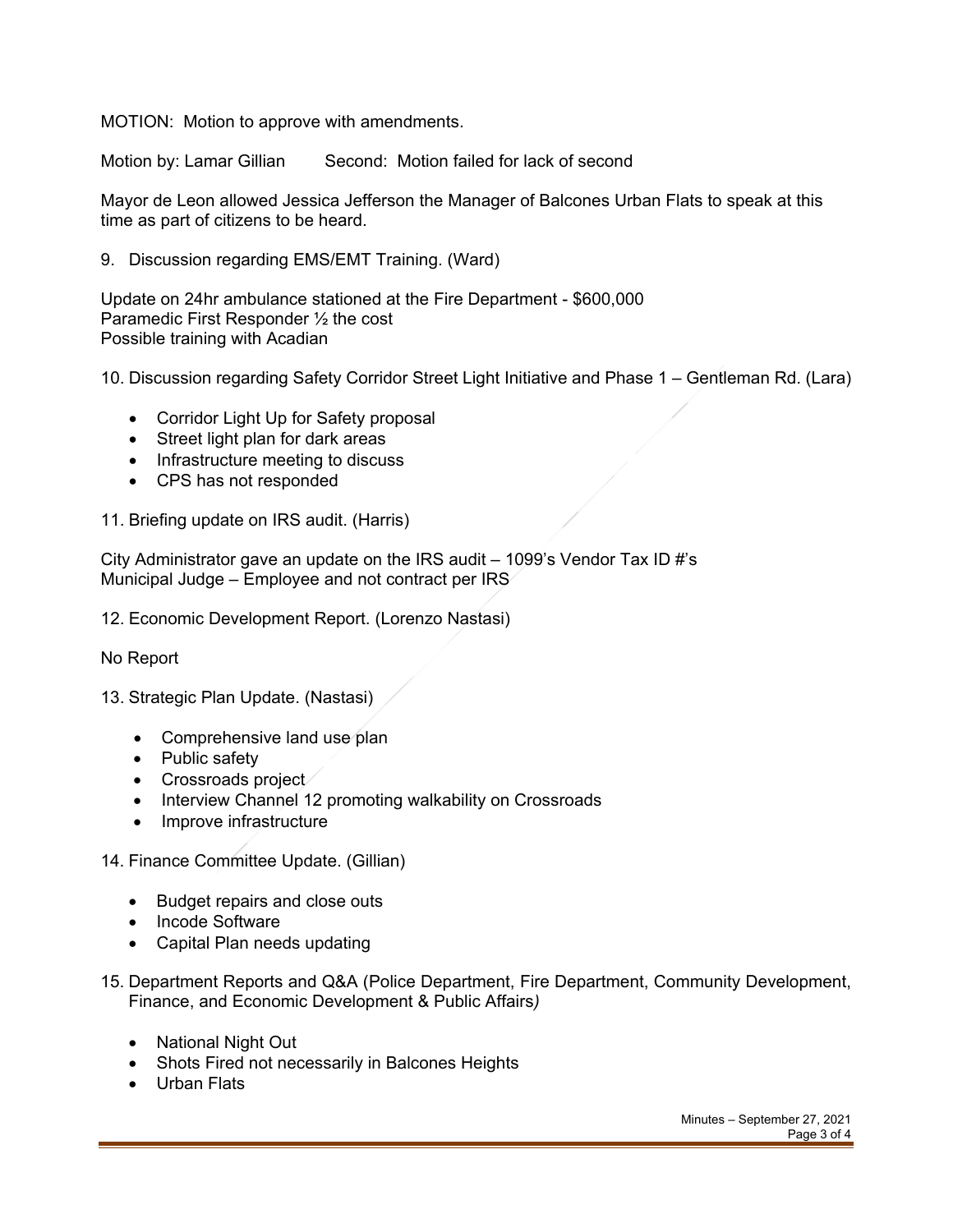MOTION: Motion to approve with amendments.

Motion by: Lamar Gillian Second: Motion failed for lack of second

Mayor de Leon allowed Jessica Jefferson the Manager of Balcones Urban Flats to speak at this time as part of citizens to be heard.

9. Discussion regarding EMS/EMT Training. (Ward)

Update on 24hr ambulance stationed at the Fire Department - $600,000
Paramedic First Responder ½ the cost
Possible training with Acadian

10. Discussion regarding Safety Corridor Street Light Initiative and Phase 1 – Gentleman Rd. (Lara)

- Corridor Light Up for Safety proposal
- Street light plan for dark areas
- Infrastructure meeting to discuss
- CPS has not responded

11. Briefing update on IRS audit. (Harris)

City Administrator gave an update on the IRS audit – 1099's Vendor Tax ID #'s
Municipal Judge – Employee and not contract per IRS

12. Economic Development Report. (Lorenzo Nastasi)

No Report

13. Strategic Plan Update. (Nastasi)

- Comprehensive land use plan
- Public safety
- Crossroads project
- Interview Channel 12 promoting walkability on Crossroads
- Improve infrastructure

14. Finance Committee Update. (Gillian)

- Budget repairs and close outs
- Incode Software
- Capital Plan needs updating

15. Department Reports and Q&A (Police Department, Fire Department, Community Development, Finance, and Economic Development & Public Affairs*)*

- National Night Out
- Shots Fired not necessarily in Balcones Heights
- Urban Flats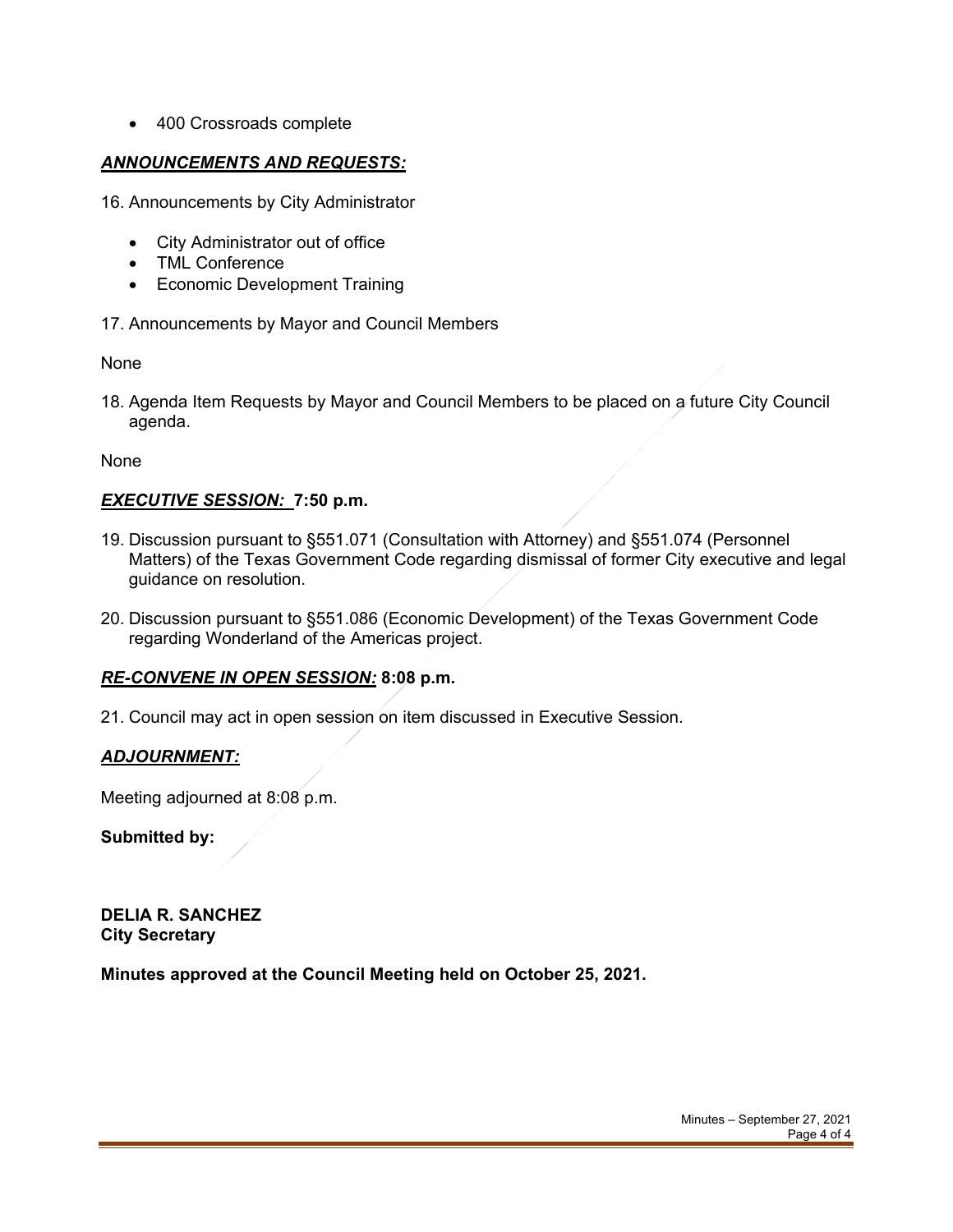- 400 Crossroads complete

## ***ANNOUNCEMENTS AND REQUESTS:***

16. Announcements by City Administrator

- City Administrator out of office
- TML Conference
- Economic Development Training

17. Announcements by Mayor and Council Members

None

18. Agenda Item Requests by Mayor and Council Members to be placed on a future City Council agenda.

None

## ***EXECUTIVE SESSION:*** **7:50 p.m.**

19. Discussion pursuant to §551.071 (Consultation with Attorney) and §551.074 (Personnel Matters) of the Texas Government Code regarding dismissal of former City executive and legal guidance on resolution.

20. Discussion pursuant to §551.086 (Economic Development) of the Texas Government Code regarding Wonderland of the Americas project.

## ***RE-CONVENE IN OPEN SESSION:*** **8:08 p.m.**

21. Council may act in open session on item discussed in Executive Session.

## ***ADJOURNMENT:***

Meeting adjourned at 8:08 p.m.

**Submitted by:**

**DELIA R. SANCHEZ**
**City Secretary**

**Minutes approved at the Council Meeting held on October 25, 2021.**